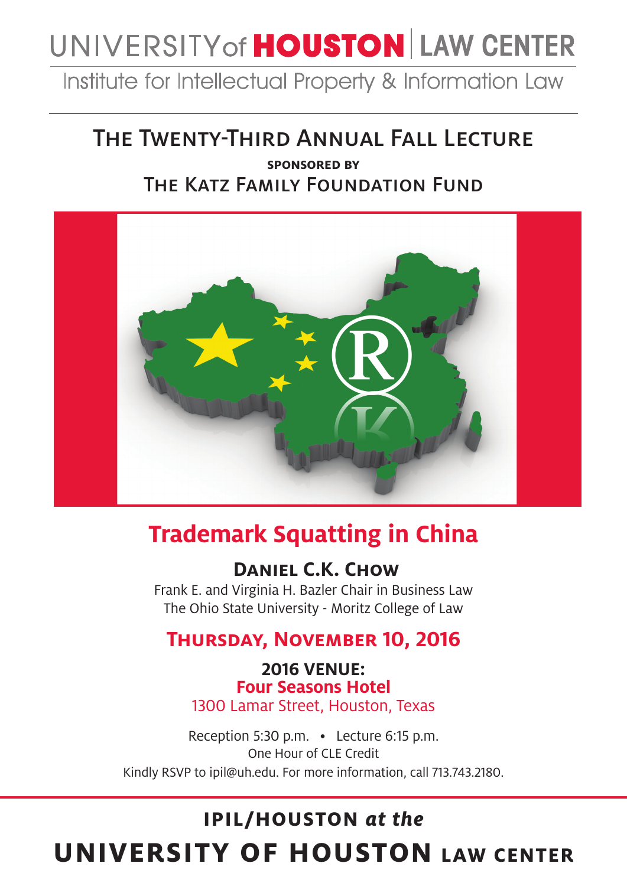# UNIVERSITY of HOUSTON | LAW CENTER

Institute for Intellectual Property & Information Law

## The Twenty-Third Annual Fall Lecture

**SPONSORED BY**

The Katz Family Foundation Fund

# Trademark Squatting in China

**Daniel C.K. Chow**

Frank E. and Virginia H. Bazler Chair in Business Law
The Ohio State University - Moritz College of Law

## Thursday, November 10, 2016

**2016 VENUE:**
**Four Seasons Hotel**
1300 Lamar Street, Houston, Texas

Reception 5:30 p.m. • Lecture 6:15 p.m.
One Hour of CLE Credit
Kindly RSVP to ipil@uh.edu. For more information, call 713.743.2180.

**IPIL/HOUSTON *at the***
**UNIVERSITY OF HOUSTON LAW CENTER**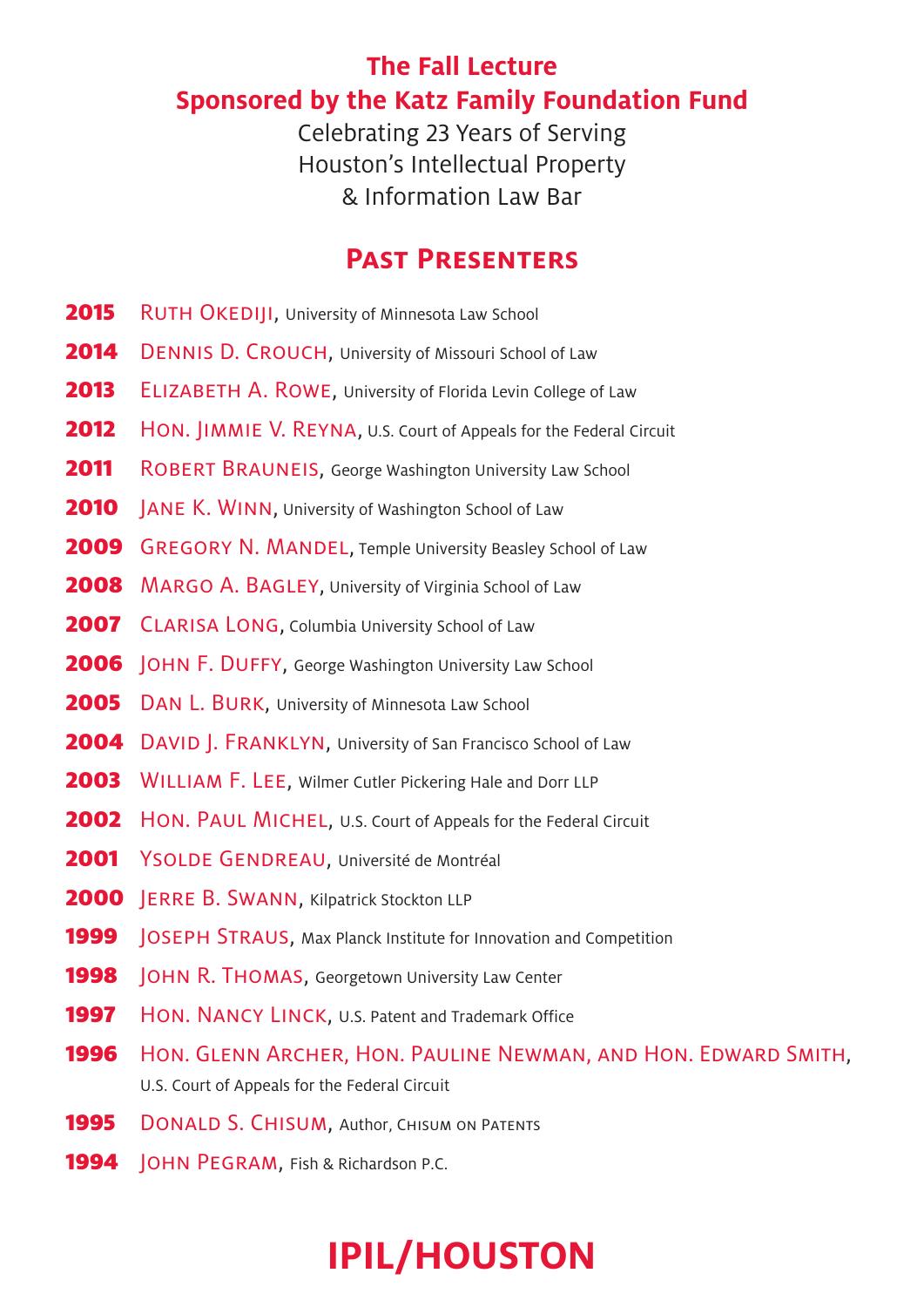**The Fall Lecture**
**Sponsored by the Katz Family Foundation Fund**

Celebrating 23 Years of Serving
Houston's Intellectual Property
& Information Law Bar

## Past Presenters

**2015** Ruth Okediji, University of Minnesota Law School

**2014** Dennis D. Crouch, University of Missouri School of Law

**2013** Elizabeth A. Rowe, University of Florida Levin College of Law

**2012** Hon. Jimmie V. Reyna, U.S. Court of Appeals for the Federal Circuit

**2011** Robert Brauneis, George Washington University Law School

**2010** Jane K. Winn, University of Washington School of Law

**2009** Gregory N. Mandel, Temple University Beasley School of Law

**2008** Margo A. Bagley, University of Virginia School of Law

**2007** Clarisa Long, Columbia University School of Law

**2006** John F. Duffy, George Washington University Law School

**2005** Dan L. Burk, University of Minnesota Law School

**2004** David J. Franklyn, University of San Francisco School of Law

**2003** William F. Lee, Wilmer Cutler Pickering Hale and Dorr LLP

**2002** Hon. Paul Michel, U.S. Court of Appeals for the Federal Circuit

**2001** Ysolde Gendreau, Université de Montréal

**2000** Jerre B. Swann, Kilpatrick Stockton LLP

**1999** Joseph Straus, Max Planck Institute for Innovation and Competition

**1998** John R. Thomas, Georgetown University Law Center

**1997** Hon. Nancy Linck, U.S. Patent and Trademark Office

**1996** Hon. Glenn Archer, Hon. Pauline Newman, and Hon. Edward Smith, U.S. Court of Appeals for the Federal Circuit

**1995** Donald S. Chisum, Author, Chisum on Patents

**1994** John Pegram, Fish & Richardson P.C.

**IPIL/HOUSTON**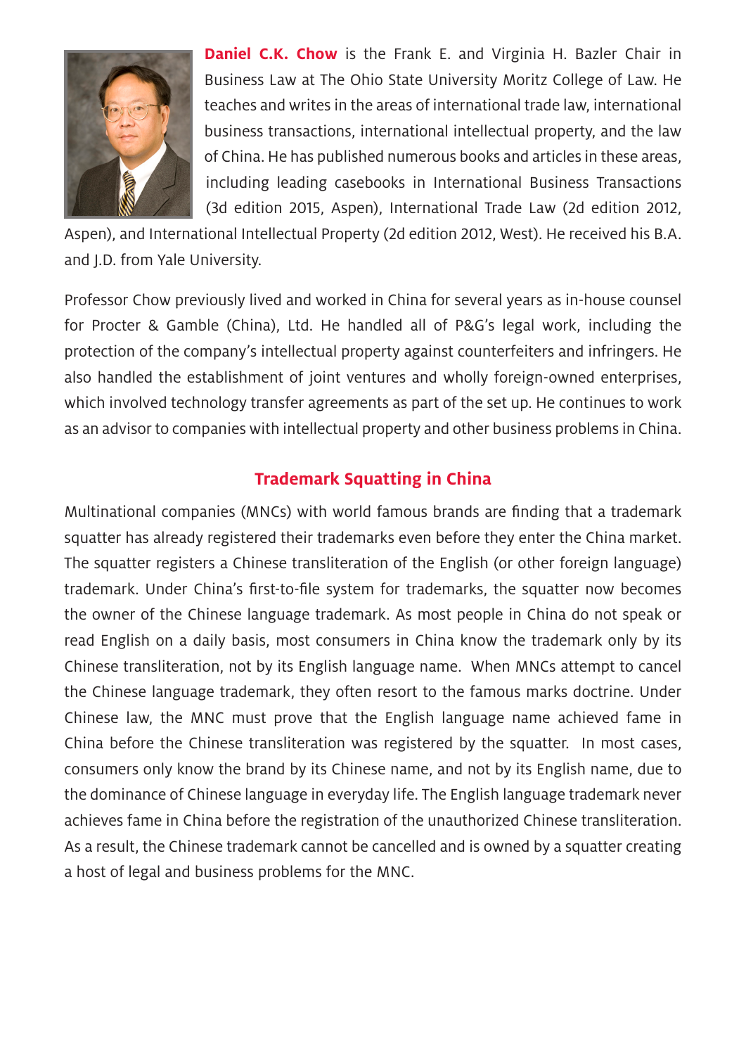**Daniel C.K. Chow** is the Frank E. and Virginia H. Bazler Chair in Business Law at The Ohio State University Moritz College of Law. He teaches and writes in the areas of international trade law, international business transactions, international intellectual property, and the law of China. He has published numerous books and articles in these areas, including leading casebooks in International Business Transactions (3d edition 2015, Aspen), International Trade Law (2d edition 2012, Aspen), and International Intellectual Property (2d edition 2012, West). He received his B.A. and J.D. from Yale University.

Professor Chow previously lived and worked in China for several years as in-house counsel for Procter & Gamble (China), Ltd. He handled all of P&G's legal work, including the protection of the company's intellectual property against counterfeiters and infringers. He also handled the establishment of joint ventures and wholly foreign-owned enterprises, which involved technology transfer agreements as part of the set up. He continues to work as an advisor to companies with intellectual property and other business problems in China.

## Trademark Squatting in China

Multinational companies (MNCs) with world famous brands are finding that a trademark squatter has already registered their trademarks even before they enter the China market. The squatter registers a Chinese transliteration of the English (or other foreign language) trademark. Under China's first-to-file system for trademarks, the squatter now becomes the owner of the Chinese language trademark. As most people in China do not speak or read English on a daily basis, most consumers in China know the trademark only by its Chinese transliteration, not by its English language name. When MNCs attempt to cancel the Chinese language trademark, they often resort to the famous marks doctrine. Under Chinese law, the MNC must prove that the English language name achieved fame in China before the Chinese transliteration was registered by the squatter. In most cases, consumers only know the brand by its Chinese name, and not by its English name, due to the dominance of Chinese language in everyday life. The English language trademark never achieves fame in China before the registration of the unauthorized Chinese transliteration. As a result, the Chinese trademark cannot be cancelled and is owned by a squatter creating a host of legal and business problems for the MNC.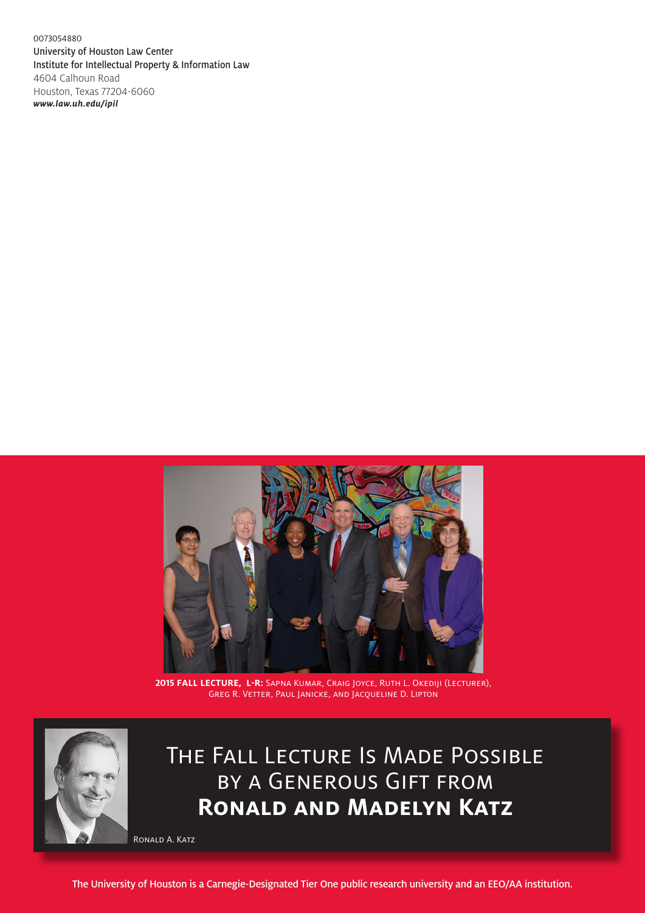0073054880
University of Houston Law Center
Institute for Intellectual Property & Information Law
4604 Calhoun Road
Houston, Texas 77204-6060
***www.law.uh.edu/ipil***

**2015 FALL LECTURE, L-R:** Sapna Kumar, Craig Joyce, Ruth L. Okediji (Lecturer), Greg R. Vetter, Paul Janicke, and Jacqueline D. Lipton

# The Fall Lecture Is Made Possible by a Generous Gift from **Ronald and Madelyn Katz**

Ronald A. Katz

The University of Houston is a Carnegie-Designated Tier One public research university and an EEO/AA institution.